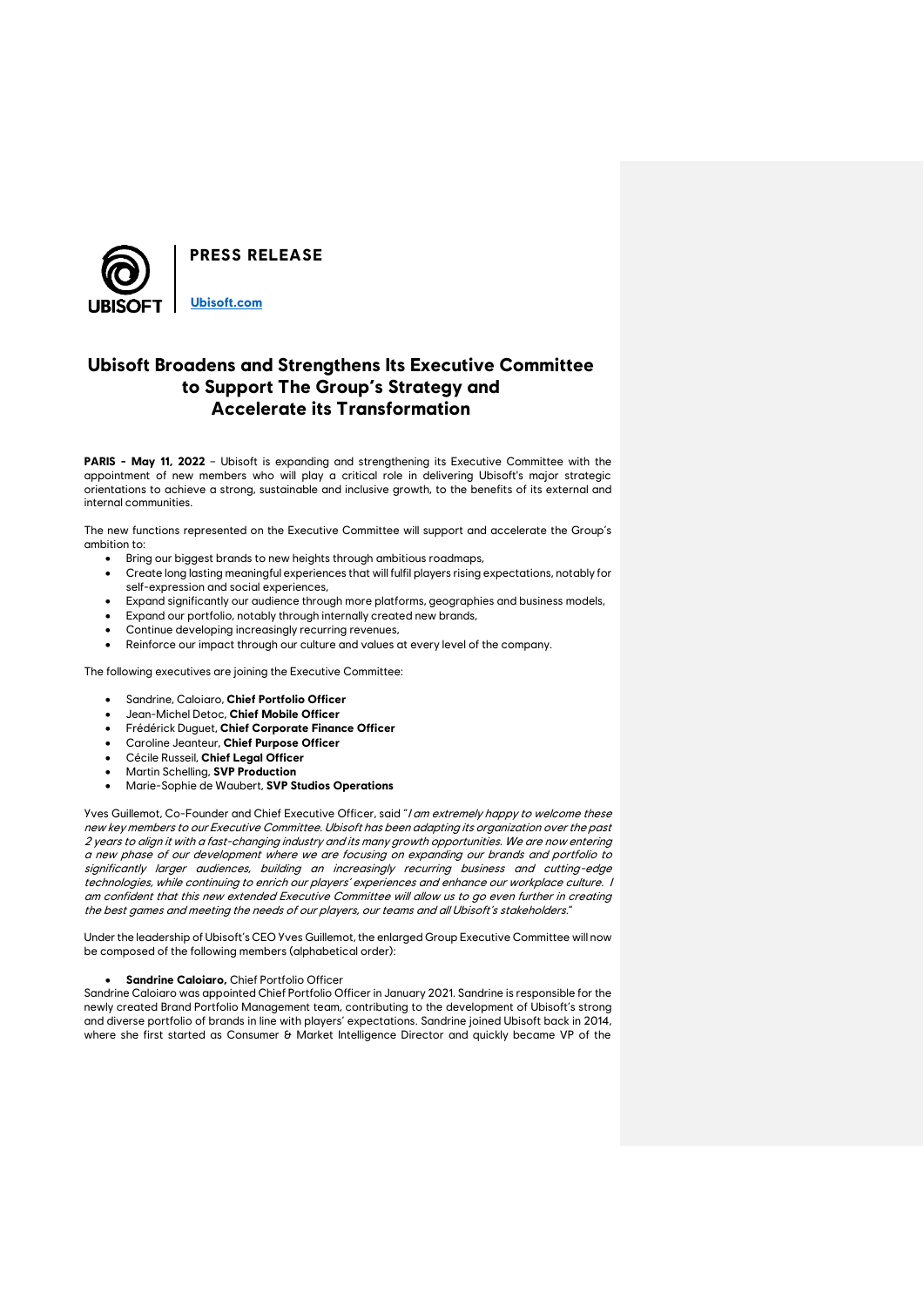**PRESS RELEASE**

[Ubisoft.com](http://Ubisoft.com)

# Ubisoft Broadens and Strengthens Its Executive Committee to Support The Group's Strategy and Accelerate its Transformation

**PARIS - May 11, 2022** – Ubisoft is expanding and strengthening its Executive Committee with the appointment of new members who will play a critical role in delivering Ubisoft's major strategic orientations to achieve a strong, sustainable and inclusive growth, to the benefits of its external and internal communities.

The new functions represented on the Executive Committee will support and accelerate the Group's ambition to:

- Bring our biggest brands to new heights through ambitious roadmaps,
- Create long lasting meaningful experiences that will fulfil players rising expectations, notably for self-expression and social experiences,
- Expand significantly our audience through more platforms, geographies and business models,
- Expand our portfolio, notably through internally created new brands,
- Continue developing increasingly recurring revenues,
- Reinforce our impact through our culture and values at every level of the company.

The following executives are joining the Executive Committee:

- Sandrine, Caloiaro, **Chief Portfolio Officer**
- Jean-Michel Detoc, **Chief Mobile Officer**
- Frédérick Duguet, **Chief Corporate Finance Officer**
- Caroline Jeanteur, **Chief Purpose Officer**
- Cécile Russeil, **Chief Legal Officer**
- Martin Schelling, **SVP Production**
- Marie-Sophie de Waubert, **SVP Studios Operations**

Yves Guillemot, Co-Founder and Chief Executive Officer, said "*I am extremely happy to welcome these new key members to our Executive Committee. Ubisoft has been adapting its organization over the past 2 years to align it with a fast-changing industry and its many growth opportunities. We are now entering a new phase of our development where we are focusing on expanding our brands and portfolio to significantly larger audiences, building an increasingly recurring business and cutting-edge technologies, while continuing to enrich our players' experiences and enhance our workplace culture. I am confident that this new extended Executive Committee will allow us to go even further in creating the best games and meeting the needs of our players, our teams and all Ubisoft's stakeholders.*"

Under the leadership of Ubisoft's CEO Yves Guillemot, the enlarged Group Executive Committee will now be composed of the following members (alphabetical order):

- **Sandrine Caloiaro,** Chief Portfolio Officer

Sandrine Caloiaro was appointed Chief Portfolio Officer in January 2021. Sandrine is responsible for the newly created Brand Portfolio Management team, contributing to the development of Ubisoft's strong and diverse portfolio of brands in line with players' expectations. Sandrine joined Ubisoft back in 2014, where she first started as Consumer & Market Intelligence Director and quickly became VP of the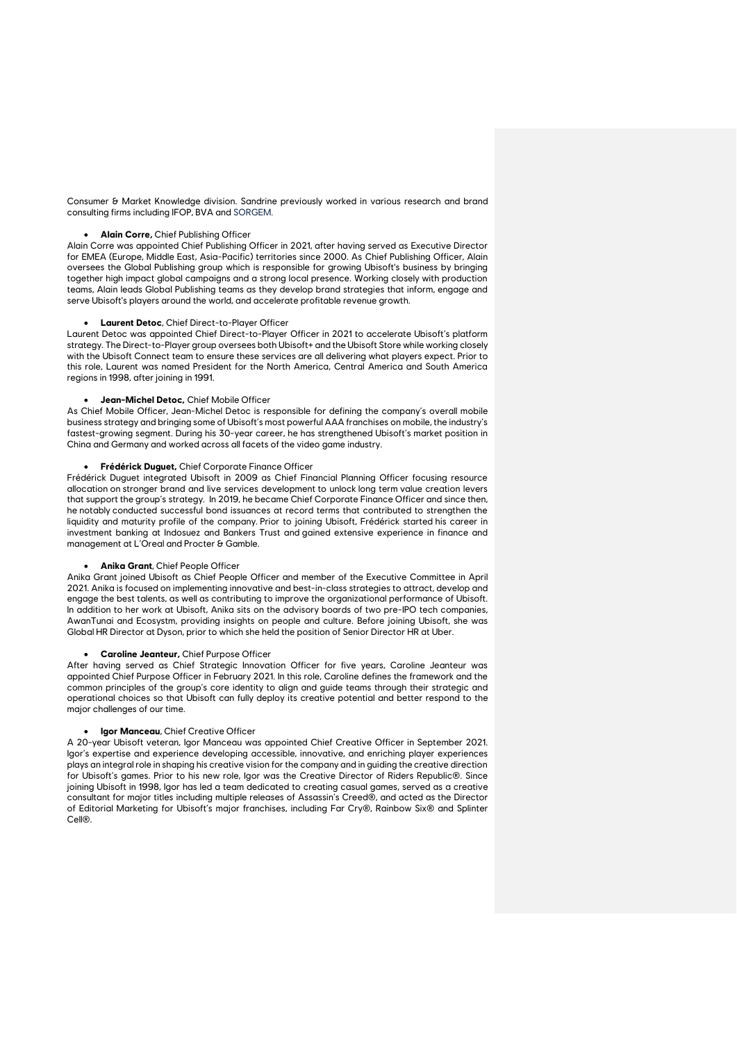Consumer & Market Knowledge division. Sandrine previously worked in various research and brand consulting firms including IFOP, BVA and SORGEM.

- **Alain Corre,** Chief Publishing Officer

Alain Corre was appointed Chief Publishing Officer in 2021, after having served as Executive Director for EMEA (Europe, Middle East, Asia-Pacific) territories since 2000. As Chief Publishing Officer, Alain oversees the Global Publishing group which is responsible for growing Ubisoft's business by bringing together high impact global campaigns and a strong local presence. Working closely with production teams, Alain leads Global Publishing teams as they develop brand strategies that inform, engage and serve Ubisoft's players around the world, and accelerate profitable revenue growth.

- **Laurent Detoc**, Chief Direct-to-Player Officer

Laurent Detoc was appointed Chief Direct-to-Player Officer in 2021 to accelerate Ubisoft's platform strategy. The Direct-to-Player group oversees both Ubisoft+ and the Ubisoft Store while working closely with the Ubisoft Connect team to ensure these services are all delivering what players expect. Prior to this role, Laurent was named President for the North America, Central America and South America regions in 1998, after joining in 1991.

- **Jean-Michel Detoc,** Chief Mobile Officer

As Chief Mobile Officer, Jean-Michel Detoc is responsible for defining the company's overall mobile business strategy and bringing some of Ubisoft's most powerful AAA franchises on mobile, the industry's fastest-growing segment. During his 30-year career, he has strengthened Ubisoft's market position in China and Germany and worked across all facets of the video game industry.

- **Frédérick Duguet,** Chief Corporate Finance Officer

Frédérick Duguet integrated Ubisoft in 2009 as Chief Financial Planning Officer focusing resource allocation on stronger brand and live services development to unlock long term value creation levers that support the group's strategy. In 2019, he became Chief Corporate Finance Officer and since then, he notably conducted successful bond issuances at record terms that contributed to strengthen the liquidity and maturity profile of the company. Prior to joining Ubisoft, Frédérick started his career in investment banking at Indosuez and Bankers Trust and gained extensive experience in finance and management at L'Oreal and Procter & Gamble.

- **Anika Grant**, Chief People Officer

Anika Grant joined Ubisoft as Chief People Officer and member of the Executive Committee in April 2021. Anika is focused on implementing innovative and best-in-class strategies to attract, develop and engage the best talents, as well as contributing to improve the organizational performance of Ubisoft. In addition to her work at Ubisoft, Anika sits on the advisory boards of two pre-IPO tech companies, AwanTunai and Ecosystm, providing insights on people and culture. Before joining Ubisoft, she was Global HR Director at Dyson, prior to which she held the position of Senior Director HR at Uber.

- **Caroline Jeanteur,** Chief Purpose Officer

After having served as Chief Strategic Innovation Officer for five years, Caroline Jeanteur was appointed Chief Purpose Officer in February 2021. In this role, Caroline defines the framework and the common principles of the group's core identity to align and guide teams through their strategic and operational choices so that Ubisoft can fully deploy its creative potential and better respond to the major challenges of our time.

- **Igor Manceau**, Chief Creative Officer

A 20-year Ubisoft veteran, Igor Manceau was appointed Chief Creative Officer in September 2021. Igor's expertise and experience developing accessible, innovative, and enriching player experiences plays an integral role in shaping his creative vision for the company and in guiding the creative direction for Ubisoft's games. Prior to his new role, Igor was the Creative Director of Riders Republic®. Since joining Ubisoft in 1998, Igor has led a team dedicated to creating casual games, served as a creative consultant for major titles including multiple releases of Assassin's Creed®, and acted as the Director of Editorial Marketing for Ubisoft's major franchises, including Far Cry®, Rainbow Six® and Splinter Cell®.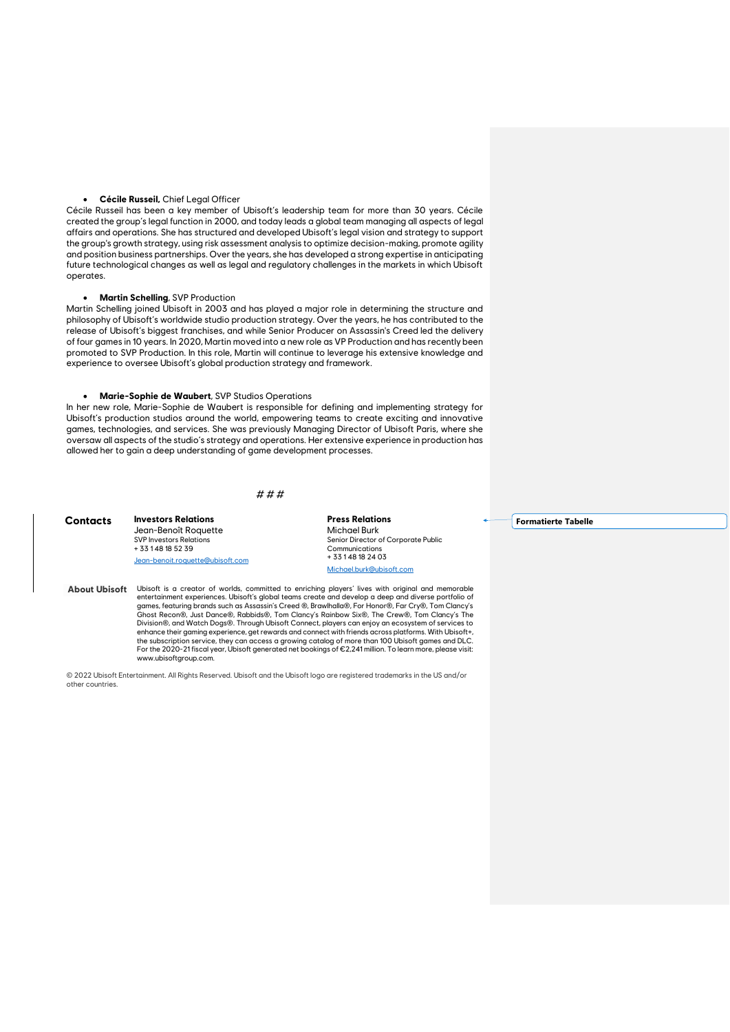- **Cécile Russeil,** Chief Legal Officer

Cécile Russeil has been a key member of Ubisoft's leadership team for more than 30 years. Cécile created the group's legal function in 2000, and today leads a global team managing all aspects of legal affairs and operations. She has structured and developed Ubisoft's legal vision and strategy to support the group's growth strategy, using risk assessment analysis to optimize decision-making, promote agility and position business partnerships. Over the years, she has developed a strong expertise in anticipating future technological changes as well as legal and regulatory challenges in the markets in which Ubisoft operates.

- **Martin Schelling**, SVP Production

Martin Schelling joined Ubisoft in 2003 and has played a major role in determining the structure and philosophy of Ubisoft's worldwide studio production strategy. Over the years, he has contributed to the release of Ubisoft's biggest franchises, and while Senior Producer on Assassin's Creed led the delivery of four games in 10 years. In 2020, Martin moved into a new role as VP Production and has recently been promoted to SVP Production. In this role, Martin will continue to leverage his extensive knowledge and experience to oversee Ubisoft's global production strategy and framework.

- **Marie-Sophie de Waubert**, SVP Studios Operations

In her new role, Marie-Sophie de Waubert is responsible for defining and implementing strategy for Ubisoft's production studios around the world, empowering teams to create exciting and innovative games, technologies, and services. She was previously Managing Director of Ubisoft Paris, where she oversaw all aspects of the studio's strategy and operations. Her extensive experience in production has allowed her to gain a deep understanding of game development processes.

###

| | | |
|---|---|---|
| **Contacts** | **Investors Relations**<br>Jean-Benoît Roquette<br>SVP Investors Relations<br>+ 33 1 48 18 52 39<br>Jean-benoit.roquette@ubisoft.com | **Press Relations**<br>Michael Burk<br>Senior Director of Corporate Public Communications<br>+ 33 1 48 18 24 03<br>Michael.burk@ubisoft.com |

**About Ubisoft** Ubisoft is a creator of worlds, committed to enriching players' lives with original and memorable entertainment experiences. Ubisoft's global teams create and develop a deep and diverse portfolio of games, featuring brands such as Assassin's Creed ®, Brawlhalla®, For Honor®, Far Cry®, Tom Clancy's Ghost Recon®, Just Dance®, Rabbids®, Tom Clancy's Rainbow Six®, The Crew®, Tom Clancy's The Division®, and Watch Dogs®. Through Ubisoft Connect, players can enjoy an ecosystem of services to enhance their gaming experience, get rewards and connect with friends across platforms. With Ubisoft+, the subscription service, they can access a growing catalog of more than 100 Ubisoft games and DLC. For the 2020-21 fiscal year, Ubisoft generated net bookings of €2,241 million. To learn more, please visit: www.ubisoftgroup.com.

© 2022 Ubisoft Entertainment. All Rights Reserved. Ubisoft and the Ubisoft logo are registered trademarks in the US and/or other countries.